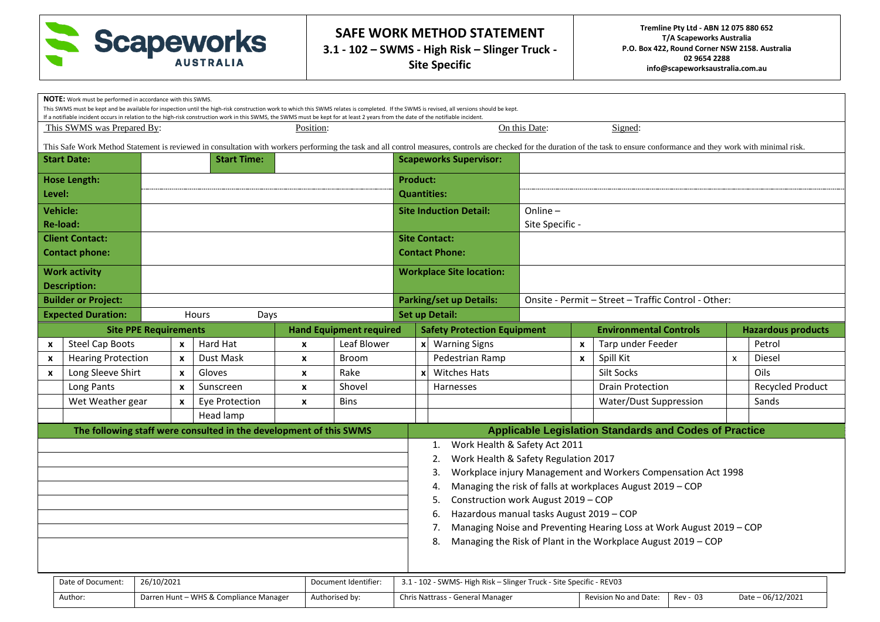# SAFE WORK METHOD STATEMENT

## 3.1 - 102 – SWMS - High Risk – Slinger Truck - Site Specific

**Tremline Pty Ltd - ABN 12 075 880 652**
**T/A Scapeworks Australia**
**P.O. Box 422, Round Corner NSW 2158. Australia**
**02 9654 2288**
**info@scapeworksaustralia.com.au**

**NOTE:** Work must be performed in accordance with this SWMS.
This SWMS must be kept and be available for inspection until the high-risk construction work to which this SWMS relates is completed. If the SWMS is revised, all versions should be kept.
If a notifiable incident occurs in relation to the high-risk construction work in this SWMS, the SWMS must be kept for at least 2 years from the date of the notifiable incident.

This SWMS was Prepared By: Position: On this Date: Signed:

This Safe Work Method Statement is reviewed in consultation with workers performing the task and all control measures, controls are checked for the duration of the task to ensure conformance and they work with minimal risk.

| | | | | | |
|---|---|---|---|---|---|
| **Start Date:** | | **Start Time:** | | **Scapeworks Supervisor:** | |
| **Hose Length:** | | | | **Product:** | |
| **Level:** | | | | **Quantities:** | |
| **Vehicle:** | | | | **Site Induction Detail:** | Online – |
| **Re-load:** | | | | | Site Specific - |
| **Client Contact:** | | | | **Site Contact:** | |
| **Contact phone:** | | | | **Contact Phone:** | |
| **Work activity Description:** | | | | **Workplace Site location:** | |
| **Builder or Project:** | | | | **Parking/set up Details:** | Onsite - Permit – Street – Traffic Control - Other: |
| **Expected Duration:** | Hours | Days | | **Set up Detail:** | |

| Site PPE Requirements | | | | Hand Equipment required | | Safety Protection Equipment | | Environmental Controls | | Hazardous products | |
|---|---|---|---|---|---|---|---|---|---|---|---|
| x | Steel Cap Boots | x | Hard Hat | x | Leaf Blower | x | Warning Signs | x | Tarp under Feeder | | Petrol |
| x | Hearing Protection | x | Dust Mask | x | Broom | | Pedestrian Ramp | x | Spill Kit | x | Diesel |
| x | Long Sleeve Shirt | x | Gloves | x | Rake | x | Witches Hats | | Silt Socks | | Oils |
| | Long Pants | x | Sunscreen | x | Shovel | | Harnesses | | Drain Protection | | Recycled Product |
| | Wet Weather gear | x | Eye Protection | x | Bins | | | | Water/Dust Suppression | | Sands |
| | | | Head lamp | | | | | | | | |

| The following staff were consulted in the development of this SWMS | Applicable Legislation Standards and Codes of Practice |
|---|---|
| | 1. Work Health & Safety Act 2011 |
| | 2. Work Health & Safety Regulation 2017 |
| | 3. Workplace injury Management and Workers Compensation Act 1998 |
| | 4. Managing the risk of falls at workplaces August 2019 – COP |
| | 5. Construction work August 2019 – COP |
| | 6. Hazardous manual tasks August 2019 – COP |
| | 7. Managing Noise and Preventing Hearing Loss at Work August 2019 – COP |
| | 8. Managing the Risk of Plant in the Workplace August 2019 – COP |

| | | | | | |
|---|---|---|---|---|---|
| Date of Document: | 26/10/2021 | Document Identifier: | 3.1 - 102 - SWMS- High Risk – Slinger Truck - Site Specific - REV03 | | |
| Author: | Darren Hunt – WHS & Compliance Manager | Authorised by: | Chris Nattrass - General Manager | Revision No and Date: Rev - 03 | Date – 06/12/2021 |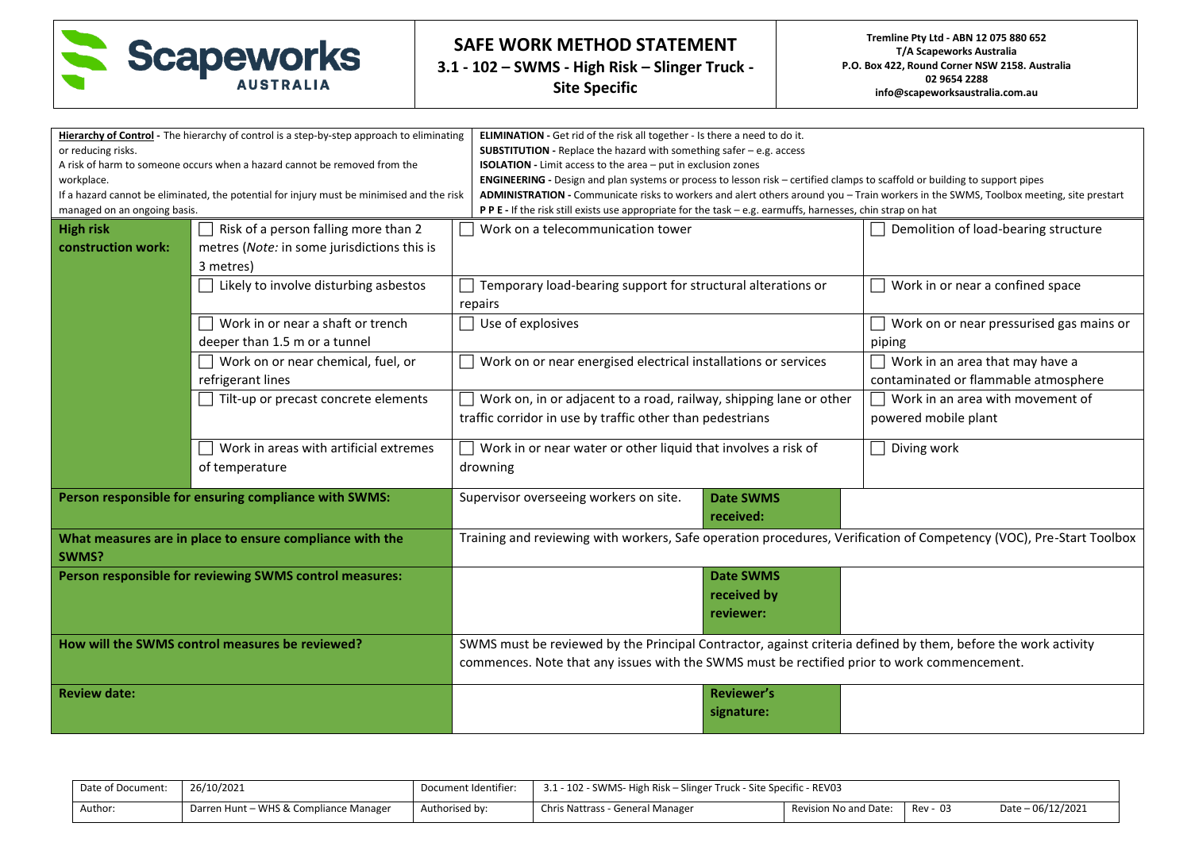| **Hierarchy of Control** - The hierarchy of control is a step-by-step approach to eliminating or reducing risks. A risk of harm to someone occurs when a hazard cannot be removed from the workplace. If a hazard cannot be eliminated, the potential for injury must be minimised and the risk managed on an ongoing basis. | **ELIMINATION** - Get rid of the risk all together - Is there a need to do it. **SUBSTITUTION** - Replace the hazard with something safer – e.g. access **ISOLATION** - Limit access to the area – put in exclusion zones **ENGINEERING** - Design and plan systems or process to lesson risk – certified clamps to scaffold or building to support pipes **ADMINISTRATION** - Communicate risks to workers and alert others around you – Train workers in the SWMS, Toolbox meeting, site prestart **P P E** - If the risk still exists use appropriate for the task – e.g. earmuffs, harnesses, chin strap on hat |
|---|---|

| **High risk construction work:** | ☐ Risk of a person falling more than 2 metres (*Note:* in some jurisdictions this is 3 metres) | ☐ Work on a telecommunication tower | ☐ Demolition of load-bearing structure |
|---|---|---|---|
| | ☐ Likely to involve disturbing asbestos | ☐ Temporary load-bearing support for structural alterations or repairs | ☐ Work in or near a confined space |
| | ☐ Work in or near a shaft or trench deeper than 1.5 m or a tunnel | ☐ Use of explosives | ☐ Work on or near pressurised gas mains or piping |
| | ☐ Work on or near chemical, fuel, or refrigerant lines | ☐ Work on or near energised electrical installations or services | ☐ Work in an area that may have a contaminated or flammable atmosphere |
| | ☐ Tilt-up or precast concrete elements | ☐ Work on, in or adjacent to a road, railway, shipping lane or other traffic corridor in use by traffic other than pedestrians | ☐ Work in an area with movement of powered mobile plant |
| | ☐ Work in areas with artificial extremes of temperature | ☐ Work in or near water or other liquid that involves a risk of drowning | ☐ Diving work |

| | | | |
|---|---|---|---|
| **Person responsible for ensuring compliance with SWMS:** | Supervisor overseeing workers on site. | **Date SWMS received:** | |
| **What measures are in place to ensure compliance with the SWMS?** | Training and reviewing with workers, Safe operation procedures, Verification of Competency (VOC), Pre-Start Toolbox | | |
| **Person responsible for reviewing SWMS control measures:** | | **Date SWMS received by reviewer:** | |
| **How will the SWMS control measures be reviewed?** | SWMS must be reviewed by the Principal Contractor, against criteria defined by them, before the work activity commences. Note that any issues with the SWMS must be rectified prior to work commencement. | | |
| **Review date:** | | **Reviewer's signature:** | |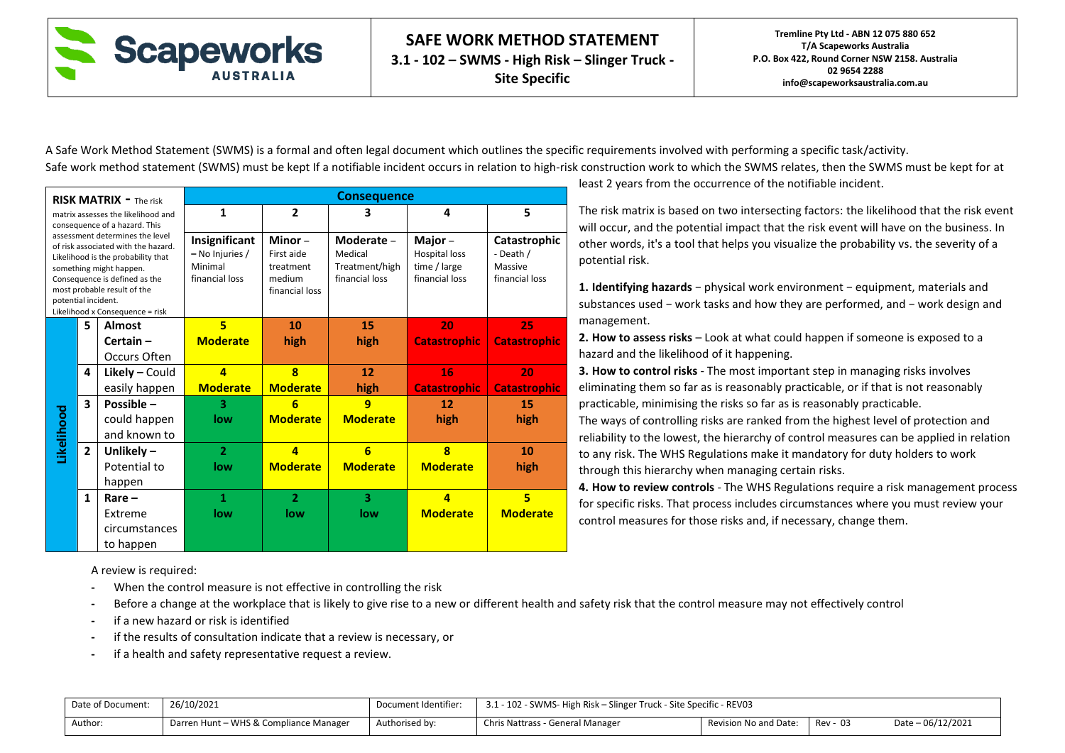A Safe Work Method Statement (SWMS) is a formal and often legal document which outlines the specific requirements involved with performing a specific task/activity.

Safe work method statement (SWMS) must be kept If a notifiable incident occurs in relation to high-risk construction work to which the SWMS relates, then the SWMS must be kept for at least 2 years from the occurrence of the notifiable incident.

| **RISK MATRIX** - The risk matrix assesses the likelihood and consequence of a hazard. This assessment determines the level of risk associated with the hazard. Likelihood is the probability that something might happen. Consequence is defined as the most probable result of the potential incident. Likelihood x Consequence = risk | | | **Consequence** | | | | |
|---|---|---|---|---|---|---|---|
| | | | **1** | **2** | **3** | **4** | **5** |
| | | | **Insignificant** – No Injuries / Minimal financial loss | **Minor** – First aide treatment medium financial loss | **Moderate** – Medical Treatment/high financial loss | **Major** – Hospital loss time / large financial loss | **Catastrophic** - Death / Massive financial loss |
| **Likelihood** | **5** | **Almost Certain** – Occurs Often | **5 Moderate** | **10 high** | **15 high** | **20 Catastrophic** | **25 Catastrophic** |
| | **4** | **Likely** – Could easily happen | **4 Moderate** | **8 Moderate** | **12 high** | **16 Catastrophic** | **20 Catastrophic** |
| | **3** | **Possible** – could happen and known to | **3 low** | **6 Moderate** | **9 Moderate** | **12 high** | **15 high** |
| | **2** | **Unlikely** – Potential to happen | **2 low** | **4 Moderate** | **6 Moderate** | **8 Moderate** | **10 high** |
| | **1** | **Rare** – Extreme circumstances to happen | **1 low** | **2 low** | **3 low** | **4 Moderate** | **5 Moderate** |

The risk matrix is based on two intersecting factors: the likelihood that the risk event will occur, and the potential impact that the risk event will have on the business. In other words, it's a tool that helps you visualize the probability vs. the severity of a potential risk.

**1. Identifying hazards** − physical work environment − equipment, materials and substances used − work tasks and how they are performed, and − work design and management.

**2. How to assess risks** – Look at what could happen if someone is exposed to a hazard and the likelihood of it happening.

**3. How to control risks** - The most important step in managing risks involves eliminating them so far as is reasonably practicable, or if that is not reasonably practicable, minimising the risks so far as is reasonably practicable.

The ways of controlling risks are ranked from the highest level of protection and reliability to the lowest, the hierarchy of control measures can be applied in relation to any risk. The WHS Regulations make it mandatory for duty holders to work through this hierarchy when managing certain risks.

**4. How to review controls** - The WHS Regulations require a risk management process for specific risks. That process includes circumstances where you must review your control measures for those risks and, if necessary, change them.

A review is required:

- When the control measure is not effective in controlling the risk
- Before a change at the workplace that is likely to give rise to a new or different health and safety risk that the control measure may not effectively control
- if a new hazard or risk is identified
- if the results of consultation indicate that a review is necessary, or
- if a health and safety representative request a review.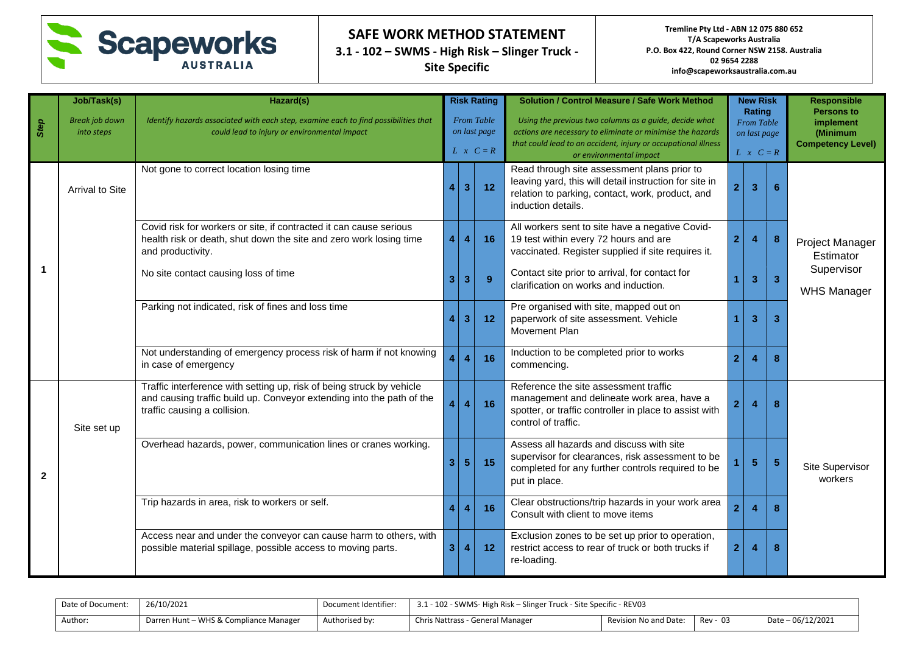# SAFE WORK METHOD STATEMENT

**3.1 - 102 – SWMS - High Risk – Slinger Truck - Site Specific**

**Tremline Pty Ltd - ABN 12 075 880 652**
**T/A Scapeworks Australia**
**P.O. Box 422, Round Corner NSW 2158. Australia**
**02 9654 2288**
**info@scapeworksaustralia.com.au**

| Step | Job/Task(s) *Break job down into steps* | Hazard(s) *Identify hazards associated with each step, examine each to find possibilities that could lead to injury or environmental impact* | Risk Rating *From Table on last page* L | C | R | Solution / Control Measure / Safe Work Method *Using the previous two columns as a guide, decide what actions are necessary to eliminate or minimise the hazards that could lead to an accident, injury or occupational illness or environmental impact* | New Risk Rating *From Table on last page* L | C | R | Responsible Persons to implement (Minimum Competency Level) |
|---|---|---|---|---|---|---|---|---|---|---|
| 1 | Arrival to Site | Not gone to correct location losing time | 4 | 3 | 12 | Read through site assessment plans prior to leaving yard, this will detail instruction for site in relation to parking, contact, work, product, and induction details. | 2 | 3 | 6 | Project Manager Estimator Supervisor WHS Manager |
| | | Covid risk for workers or site, if contracted it can cause serious health risk or death, shut down the site and zero work losing time and productivity. | 4 | 4 | 16 | All workers sent to site have a negative Covid-19 test within every 72 hours and are vaccinated. Register supplied if site requires it. | 2 | 4 | 8 | |
| | | No site contact causing loss of time | 3 | 3 | 9 | Contact site prior to arrival, for contact for clarification on works and induction. | 1 | 3 | 3 | |
| | | Parking not indicated, risk of fines and loss time | 4 | 3 | 12 | Pre organised with site, mapped out on paperwork of site assessment. Vehicle Movement Plan | 1 | 3 | 3 | |
| | | Not understanding of emergency process risk of harm if not knowing in case of emergency | 4 | 4 | 16 | Induction to be completed prior to works commencing. | 2 | 4 | 8 | |
| 2 | Site set up | Traffic interference with setting up, risk of being struck by vehicle and causing traffic build up. Conveyor extending into the path of the traffic causing a collision. | 4 | 4 | 16 | Reference the site assessment traffic management and delineate work area, have a spotter, or traffic controller in place to assist with control of traffic. | 2 | 4 | 8 | Site Supervisor workers |
| | | Overhead hazards, power, communication lines or cranes working. | 3 | 5 | 15 | Assess all hazards and discuss with site supervisor for clearances, risk assessment to be completed for any further controls required to be put in place. | 1 | 5 | 5 | |
| | | Trip hazards in area, risk to workers or self. | 4 | 4 | 16 | Clear obstructions/trip hazards in your work area Consult with client to move items | 2 | 4 | 8 | |
| | | Access near and under the conveyor can cause harm to others, with possible material spillage, possible access to moving parts. | 3 | 4 | 12 | Exclusion zones to be set up prior to operation, restrict access to rear of truck or both trucks if re-loading. | 2 | 4 | 8 | |

| Date of Document: | 26/10/2021 | Document Identifier: | 3.1 - 102 - SWMS- High Risk – Slinger Truck - Site Specific - REV03 | | | |
|---|---|---|---|---|---|---|
| Author: | Darren Hunt – WHS & Compliance Manager | Authorised by: | Chris Nattrass - General Manager | Revision No and Date: | Rev - 03 | Date – 06/12/2021 |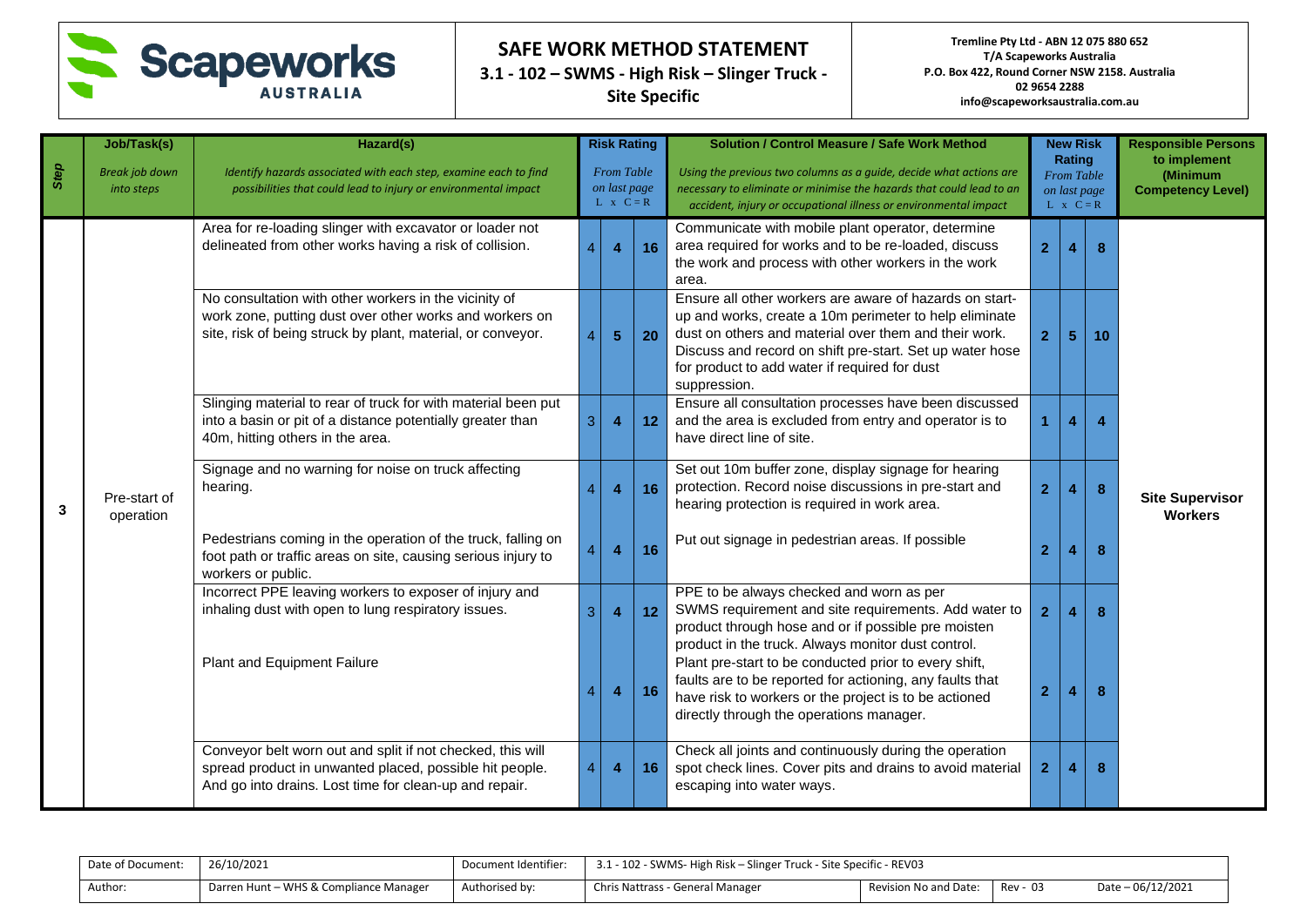Scapeworks AUSTRALIA

**SAFE WORK METHOD STATEMENT**
**3.1 - 102 – SWMS - High Risk – Slinger Truck - Site Specific**

**Tremline Pty Ltd - ABN 12 075 880 652**
**T/A Scapeworks Australia**
**P.O. Box 422, Round Corner NSW 2158. Australia**
**02 9654 2288**
**info@scapeworksaustralia.com.au**

| Step | Job/Task(s) *Break job down into steps* | Hazard(s) *Identify hazards associated with each step, examine each to find possibilities that could lead to injury or environmental impact* | Risk Rating *From Table on last page* L | C | R | Solution / Control Measure / Safe Work Method *Using the previous two columns as a guide, decide what actions are necessary to eliminate or minimise the hazards that could lead to an accident, injury or occupational illness or environmental impact* | New Risk Rating *From Table on last page* L | C | R | Responsible Persons to implement (Minimum Competency Level) |
|---|---|---|---|---|---|---|---|---|---|---|
| 3 | Pre-start of operation | Area for re-loading slinger with excavator or loader not delineated from other works having a risk of collision. | 4 | 4 | 16 | Communicate with mobile plant operator, determine area required for works and to be re-loaded, discuss the work and process with other workers in the work area. | 2 | 4 | 8 | Site Supervisor Workers |
| | | No consultation with other workers in the vicinity of work zone, putting dust over other works and workers on site, risk of being struck by plant, material, or conveyor. | 4 | 5 | 20 | Ensure all other workers are aware of hazards on start-up and works, create a 10m perimeter to help eliminate dust on others and material over them and their work. Discuss and record on shift pre-start. Set up water hose for product to add water if required for dust suppression. | 2 | 5 | 10 | |
| | | Slinging material to rear of truck for with material been put into a basin or pit of a distance potentially greater than 40m, hitting others in the area. | 3 | 4 | 12 | Ensure all consultation processes have been discussed and the area is excluded from entry and operator is to have direct line of site. | 1 | 4 | 4 | |
| | | Signage and no warning for noise on truck affecting hearing. | 4 | 4 | 16 | Set out 10m buffer zone, display signage for hearing protection. Record noise discussions in pre-start and hearing protection is required in work area. | 2 | 4 | 8 | |
| | | Pedestrians coming in the operation of the truck, falling on foot path or traffic areas on site, causing serious injury to workers or public. | 4 | 4 | 16 | Put out signage in pedestrian areas. If possible | 2 | 4 | 8 | |
| | | Incorrect PPE leaving workers to exposer of injury and inhaling dust with open to lung respiratory issues. | 3 | 4 | 12 | PPE to be always checked and worn as per SWMS requirement and site requirements. Add water to product through hose and or if possible pre moisten product in the truck. Always monitor dust control. | 2 | 4 | 8 | |
| | | Plant and Equipment Failure | 4 | 4 | 16 | Plant pre-start to be conducted prior to every shift, faults are to be reported for actioning, any faults that have risk to workers or the project is to be actioned directly through the operations manager. | 2 | 4 | 8 | |
| | | Conveyor belt worn out and split if not checked, this will spread product in unwanted placed, possible hit people. And go into drains. Lost time for clean-up and repair. | 4 | 4 | 16 | Check all joints and continuously during the operation spot check lines. Cover pits and drains to avoid material escaping into water ways. | 2 | 4 | 8 | |

| Date of Document: | 26/10/2021 | Document Identifier: | 3.1 - 102 - SWMS- High Risk – Slinger Truck - Site Specific - REV03 | | | |
|---|---|---|---|---|---|---|
| Author: | Darren Hunt – WHS & Compliance Manager | Authorised by: | Chris Nattrass - General Manager | Revision No and Date: | Rev - 03 | Date – 06/12/2021 |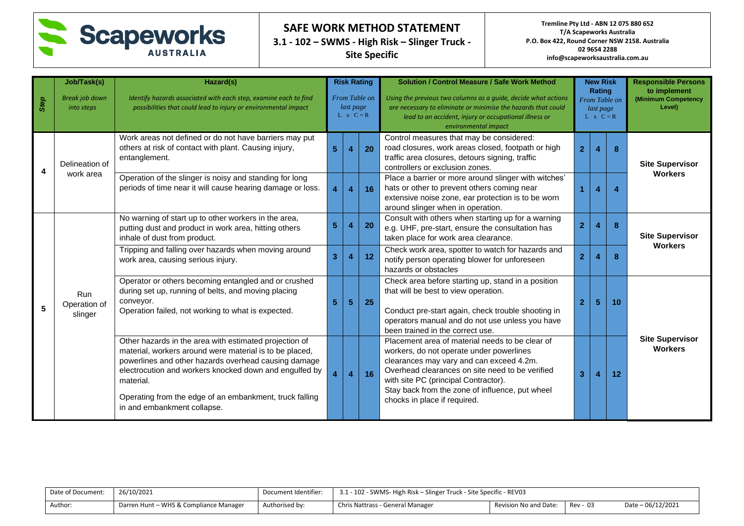# SAFE WORK METHOD STATEMENT

**3.1 - 102 – SWMS - High Risk – Slinger Truck - Site Specific**

**Tremline Pty Ltd - ABN 12 075 880 652**
**T/A Scapeworks Australia**
**P.O. Box 422, Round Corner NSW 2158. Australia**
**02 9654 2288**
**info@scapeworksaustralia.com.au**

| Step | Job/Task(s) *Break job down into steps* | Hazard(s) *Identify hazards associated with each step, examine each to find possibilities that could lead to injury or environmental impact* | Risk Rating *From Table on last page* L | x C | = R | Solution / Control Measure / Safe Work Method *Using the previous two columns as a guide, decide what actions are necessary to eliminate or minimise the hazards that could lead to an accident, injury or occupational illness or environmental impact* | New Risk Rating *From Table on last page* L | x C | = R | Responsible Persons to implement (Minimum Competency Level) |
|---|---|---|---|---|---|---|---|---|---|---|
| 4 | Delineation of work area | Work areas not defined or do not have barriers may put others at risk of contact with plant. Causing injury, entanglement. | 5 | 4 | 20 | Control measures that may be considered: road closures, work areas closed, footpath or high traffic area closures, detours signing, traffic controllers or exclusion zones. | 2 | 4 | 8 | Site Supervisor Workers |
| | | Operation of the slinger is noisy and standing for long periods of time near it will cause hearing damage or loss. | 4 | 4 | 16 | Place a barrier or more around slinger with witches' hats or other to prevent others coming near extensive noise zone, ear protection is to be worn around slinger when in operation. | 1 | 4 | 4 | |
| 5 | Run Operation of slinger | No warning of start up to other workers in the area, putting dust and product in work area, hitting others inhale of dust from product. | 5 | 4 | 20 | Consult with others when starting up for a warning e.g. UHF, pre-start, ensure the consultation has taken place for work area clearance. | 2 | 4 | 8 | Site Supervisor Workers |
| | | Tripping and falling over hazards when moving around work area, causing serious injury. | 3 | 4 | 12 | Check work area, spotter to watch for hazards and notify person operating blower for unforeseen hazards or obstacles | 2 | 4 | 8 | |
| | | Operator or others becoming entangled and or crushed during set up, running of belts, and moving placing conveyor.<br>Operation failed, not working to what is expected. | 5 | 5 | 25 | Check area before starting up, stand in a position that will be best to view operation.<br>Conduct pre-start again, check trouble shooting in operators manual and do not use unless you have been trained in the correct use. | 2 | 5 | 10 | Site Supervisor Workers |
| | | Other hazards in the area with estimated projection of material, workers around were material is to be placed, powerlines and other hazards overhead causing damage electrocution and workers knocked down and engulfed by material.<br>Operating from the edge of an embankment, truck falling in and embankment collapse. | 4 | 4 | 16 | Placement area of material needs to be clear of workers, do not operate under powerlines clearances may vary and can exceed 4.2m. Overhead clearances on site need to be verified with site PC (principal Contractor).<br>Stay back from the zone of influence, put wheel chocks in place if required. | 3 | 4 | 12 | |

| Date of Document: | 26/10/2021 | Document Identifier: | 3.1 - 102 - SWMS- High Risk – Slinger Truck - Site Specific - REV03 | | | |
|---|---|---|---|---|---|---|
| Author: | Darren Hunt – WHS & Compliance Manager | Authorised by: | Chris Nattrass - General Manager | Revision No and Date: | Rev - 03 | Date – 06/12/2021 |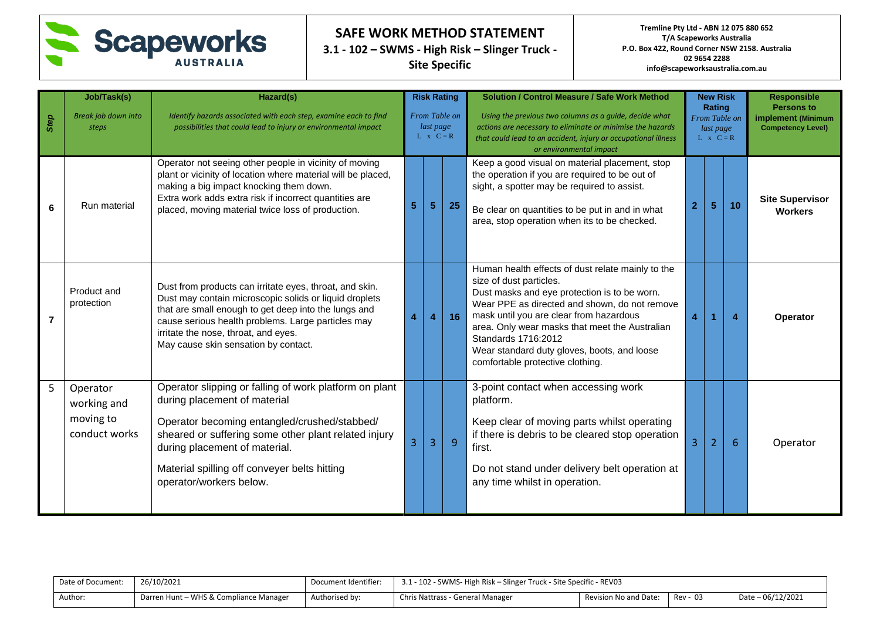| Step | Job/Task(s)<br>*Break job down into steps* | Hazard(s)<br>*Identify hazards associated with each step, examine each to find possibilities that could lead to injury or environmental impact* | Risk Rating<br>*From Table on last page*<br>L | x C | = R | Solution / Control Measure / Safe Work Method<br>*Using the previous two columns as a guide, decide what actions are necessary to eliminate or minimise the hazards that could lead to an accident, injury or occupational illness or environmental impact* | New Risk Rating<br>*From Table on last page*<br>L | x C | = R | Responsible Persons to implement (Minimum Competency Level) |
|---|---|---|---|---|---|---|---|---|---|---|
| 6 | Run material | Operator not seeing other people in vicinity of moving plant or vicinity of location where material will be placed, making a big impact knocking them down.<br>Extra work adds extra risk if incorrect quantities are placed, moving material twice loss of production. | 5 | 5 | 25 | Keep a good visual on material placement, stop the operation if you are required to be out of sight, a spotter may be required to assist.<br>Be clear on quantities to be put in and in what area, stop operation when its to be checked. | 2 | 5 | 10 | **Site Supervisor Workers** |
| 7 | Product and protection | Dust from products can irritate eyes, throat, and skin. Dust may contain microscopic solids or liquid droplets that are small enough to get deep into the lungs and cause serious health problems. Large particles may irritate the nose, throat, and eyes.<br>May cause skin sensation by contact. | 4 | 4 | 16 | Human health effects of dust relate mainly to the size of dust particles.<br>Dust masks and eye protection is to be worn.<br>Wear PPE as directed and shown, do not remove mask until you are clear from hazardous area. Only wear masks that meet the Australian Standards 1716:2012<br>Wear standard duty gloves, boots, and loose comfortable protective clothing. | 4 | 1 | 4 | **Operator** |
| 5 | Operator working and moving to conduct works | Operator slipping or falling of work platform on plant during placement of material<br>Operator becoming entangled/crushed/stabbed/ sheared or suffering some other plant related injury during placement of material.<br>Material spilling off conveyer belts hitting operator/workers below. | 3 | 3 | 9 | 3-point contact when accessing work platform.<br>Keep clear of moving parts whilst operating if there is debris to be cleared stop operation first.<br>Do not stand under delivery belt operation at any time whilst in operation. | 3 | 2 | 6 | Operator |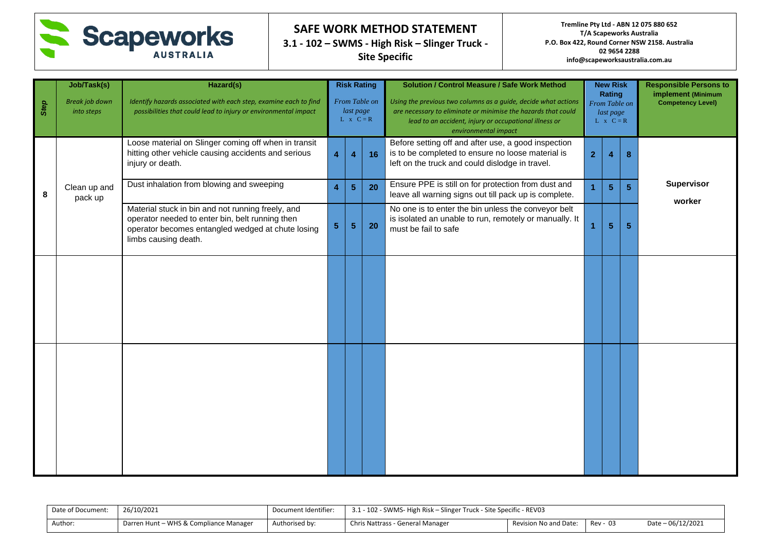# SAFE WORK METHOD STATEMENT

**3.1 - 102 – SWMS - High Risk – Slinger Truck - Site Specific**

**Tremline Pty Ltd - ABN 12 075 880 652**
**T/A Scapeworks Australia**
**P.O. Box 422, Round Corner NSW 2158. Australia**
**02 9654 2288**
**info@scapeworksaustralia.com.au**

| Step | Job/Task(s) *Break job down into steps* | Hazard(s) *Identify hazards associated with each step, examine each to find possibilities that could lead to injury or environmental impact* | Risk Rating *From Table on last page* L | C | R | Solution / Control Measure / Safe Work Method *Using the previous two columns as a guide, decide what actions are necessary to eliminate or minimise the hazards that could lead to an accident, injury or occupational illness or environmental impact* | New Risk Rating *From Table on last page* L | C | R | Responsible Persons to implement (Minimum Competency Level) |
|---|---|---|---|---|---|---|---|---|---|---|
| 8 | Clean up and pack up | Loose material on Slinger coming off when in transit hitting other vehicle causing accidents and serious injury or death. | 4 | 4 | 16 | Before setting off and after use, a good inspection is to be completed to ensure no loose material is left on the truck and could dislodge in travel. | 2 | 4 | 8 | **Supervisor** **worker** |
| | | Dust inhalation from blowing and sweeping | 4 | 5 | 20 | Ensure PPE is still on for protection from dust and leave all warning signs out till pack up is complete. | 1 | 5 | 5 | |
| | | Material stuck in bin and not running freely, and operator needed to enter bin, belt running then operator becomes entangled wedged at chute losing limbs causing death. | 5 | 5 | 20 | No one is to enter the bin unless the conveyor belt is isolated an unable to run, remotely or manually. It must be fail to safe | 1 | 5 | 5 | |
| | | | | | | | | | | |
| | | | | | | | | | | |

| Date of Document: | 26/10/2021 | Document Identifier: | 3.1 - 102 - SWMS- High Risk – Slinger Truck - Site Specific - REV03 | | | |
|---|---|---|---|---|---|---|
| Author: | Darren Hunt – WHS & Compliance Manager | Authorised by: | Chris Nattrass - General Manager | Revision No and Date: | Rev - 03 | Date – 06/12/2021 |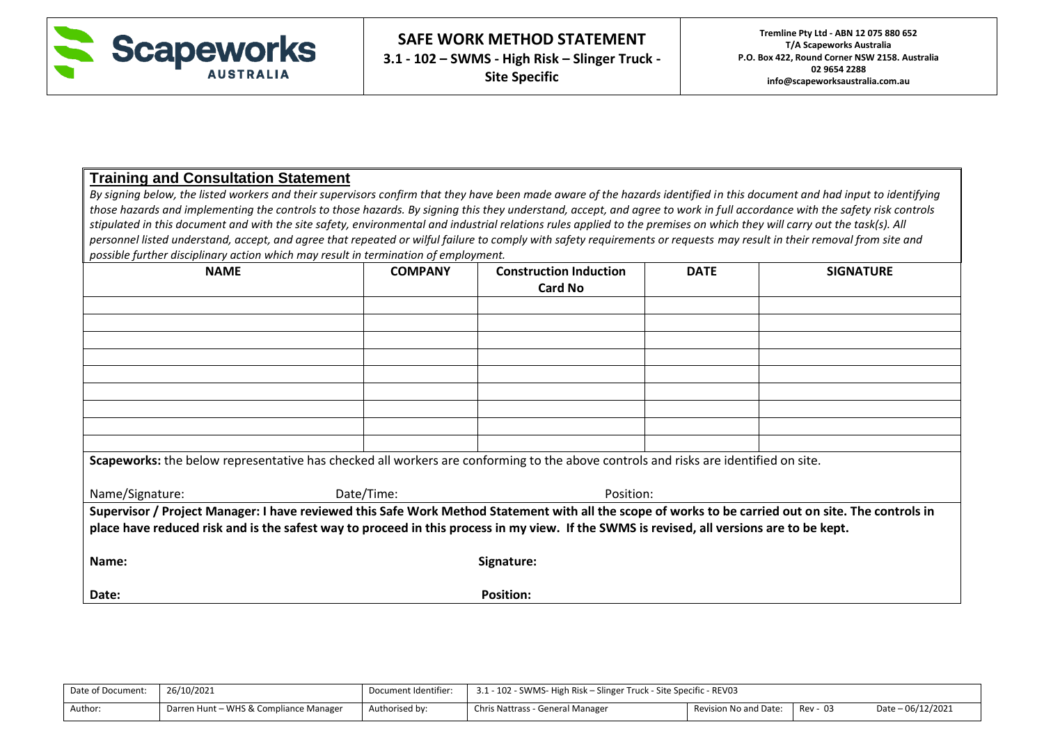## Training and Consultation Statement

*By signing below, the listed workers and their supervisors confirm that they have been made aware of the hazards identified in this document and had input to identifying those hazards and implementing the controls to those hazards. By signing this they understand, accept, and agree to work in full accordance with the safety risk controls stipulated in this document and with the site safety, environmental and industrial relations rules applied to the premises on which they will carry out the task(s). All personnel listed understand, accept, and agree that repeated or wilful failure to comply with safety requirements or requests may result in their removal from site and possible further disciplinary action which may result in termination of employment.*

| NAME | COMPANY | Construction Induction Card No | DATE | SIGNATURE |
|---|---|---|---|---|
| | | | | |
| | | | | |
| | | | | |
| | | | | |
| | | | | |
| | | | | |
| | | | | |
| | | | | |
| | | | | |

**Scapeworks:** the below representative has checked all workers are conforming to the above controls and risks are identified on site.

Name/Signature: Date/Time: Position:

**Supervisor / Project Manager: I have reviewed this Safe Work Method Statement with all the scope of works to be carried out on site. The controls in place have reduced risk and is the safest way to proceed in this process in my view. If the SWMS is revised, all versions are to be kept.**

**Name:** **Signature:**

**Date:** **Position:**